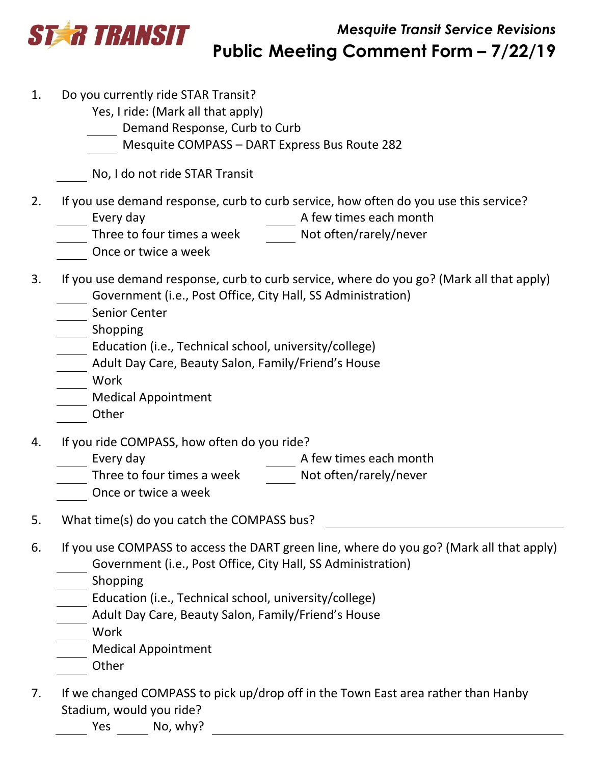**STAR TRANSIT**

*Mesquite Transit Service Revisions*

# Public Meeting Comment Form – 7/22/19

1. Do you currently ride STAR Transit?

   Yes, I ride: (Mark all that apply)

   _____ Demand Response, Curb to Curb

   _____ Mesquite COMPASS – DART Express Bus Route 282

   _____ No, I do not ride STAR Transit

2. If you use demand response, curb to curb service, how often do you use this service?

   _____ Every day

   _____ Three to four times a week

   _____ Once or twice a week

   _____ A few times each month

   _____ Not often/rarely/never

3. If you use demand response, curb to curb service, where do you go? (Mark all that apply)

   _____ Government (i.e., Post Office, City Hall, SS Administration)

   _____ Senior Center

   _____ Shopping

   _____ Education (i.e., Technical school, university/college)

   _____ Adult Day Care, Beauty Salon, Family/Friend's House

   _____ Work

   _____ Medical Appointment

   _____ Other

4. If you ride COMPASS, how often do you ride?

   _____ Every day

   _____ Three to four times a week

   _____ Once or twice a week

   _____ A few times each month

   _____ Not often/rarely/never

5. What time(s) do you catch the COMPASS bus? ______________________________

6. If you use COMPASS to access the DART green line, where do you go? (Mark all that apply)

   _____ Government (i.e., Post Office, City Hall, SS Administration)

   _____ Shopping

   _____ Education (i.e., Technical school, university/college)

   _____ Adult Day Care, Beauty Salon, Family/Friend's House

   _____ Work

   _____ Medical Appointment

   _____ Other

7. If we changed COMPASS to pick up/drop off in the Town East area rather than Hanby Stadium, would you ride?

   _____ Yes _____ No, why? ______________________________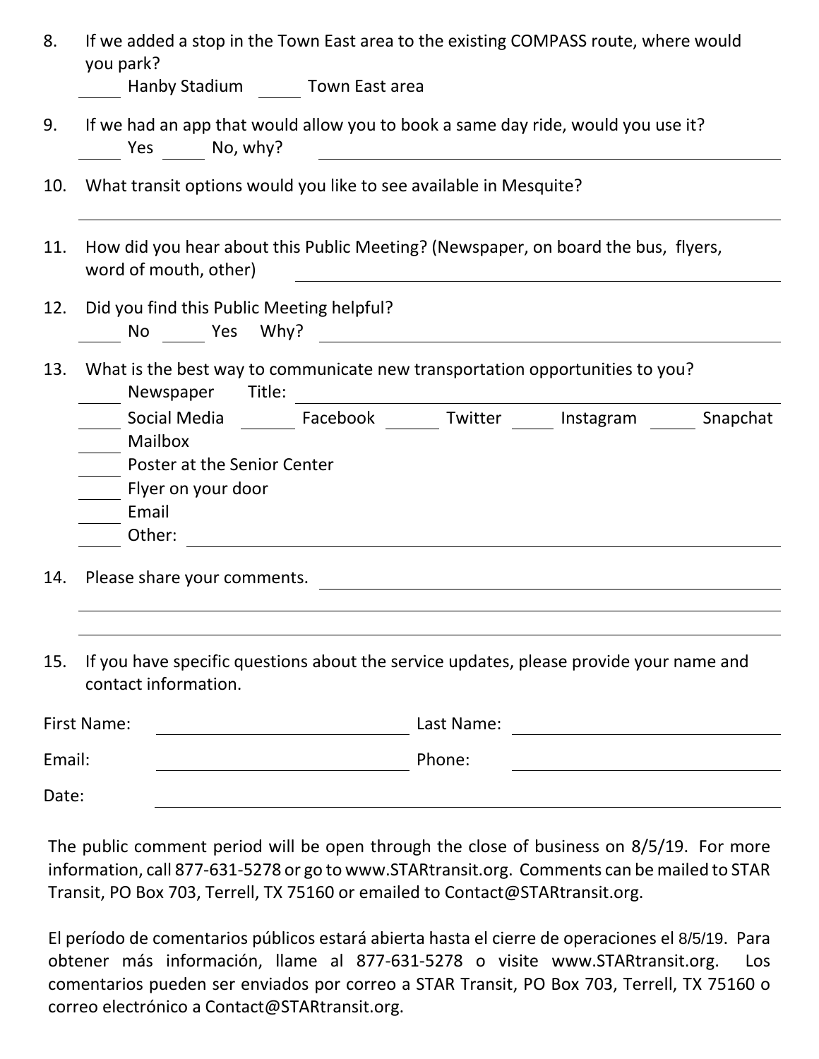8. If we added a stop in the Town East area to the existing COMPASS route, where would you park?
   _____ Hanby Stadium _____ Town East area

9. If we had an app that would allow you to book a same day ride, would you use it?
   _____ Yes _____ No, why? ____________________________________________

10. What transit options would you like to see available in Mesquite?
    ____________________________________________

11. How did you hear about this Public Meeting? (Newspaper, on board the bus, flyers, word of mouth, other) ____________________________________________

12. Did you find this Public Meeting helpful?
    _____ No _____ Yes Why? ____________________________________________

13. What is the best way to communicate new transportation opportunities to you?
    _____ Newspaper Title: ____________________________________________
    _____ Social Media _____ Facebook _____ Twitter _____ Instagram _____ Snapchat
    _____ Mailbox
    _____ Poster at the Senior Center
    _____ Flyer on your door
    _____ Email
    _____ Other: ____________________________________________

14. Please share your comments. ____________________________________________
    ____________________________________________
    ____________________________________________

15. If you have specific questions about the service updates, please provide your name and contact information.

First Name: ____________________ Last Name: ____________________

Email: ____________________ Phone: ____________________

Date: ____________________________________________

The public comment period will be open through the close of business on 8/5/19. For more information, call 877-631-5278 or go to www.STARtransit.org. Comments can be mailed to STAR Transit, PO Box 703, Terrell, TX 75160 or emailed to Contact@STARtransit.org.

El período de comentarios públicos estará abierta hasta el cierre de operaciones el 8/5/19. Para obtener más información, llame al 877-631-5278 o visite www.STARtransit.org. Los comentarios pueden ser enviados por correo a STAR Transit, PO Box 703, Terrell, TX 75160 o correo electrónico a Contact@STARtransit.org.